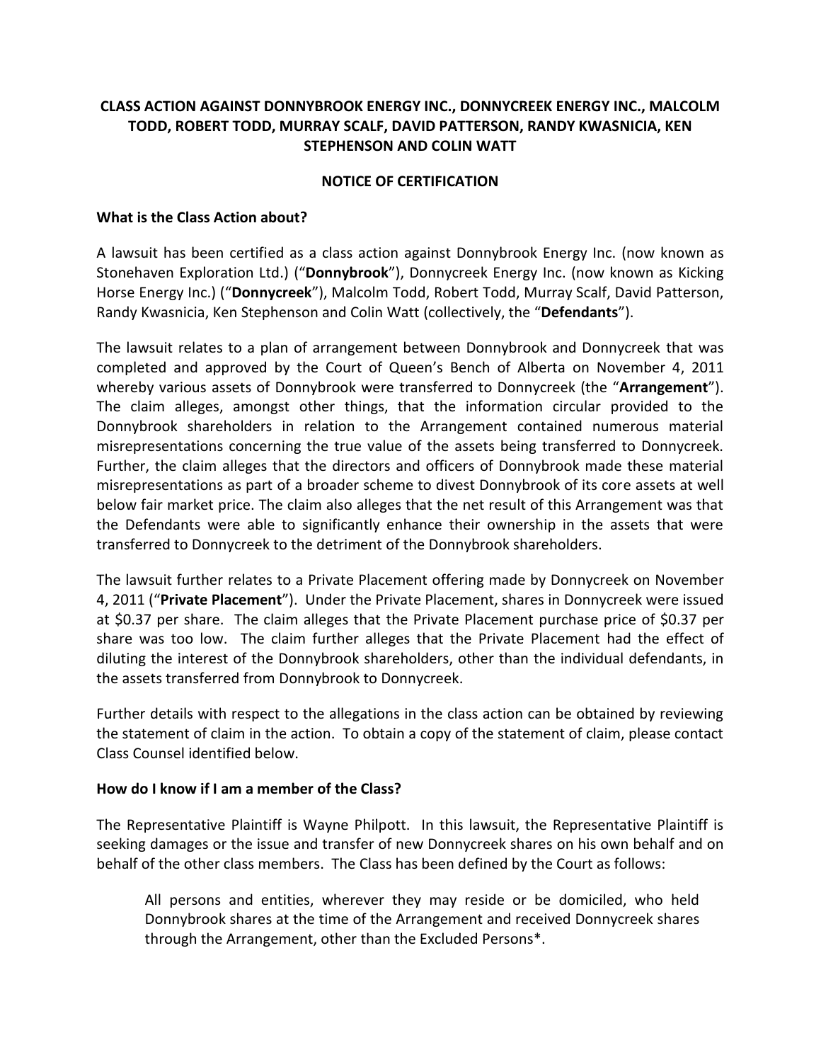# CLASS ACTION AGAINST DONNYBROOK ENERGY INC., DONNYCREEK ENERGY INC., MALCOLM TODD, ROBERT TODD, MURRAY SCALF, DAVID PATTERSON, RANDY KWASNICIA, KEN STEPHENSON AND COLIN WATT

## NOTICE OF CERTIFICATION

### What is the Class Action about?

A lawsuit has been certified as a class action against Donnybrook Energy Inc. (now known as Stonehaven Exploration Ltd.) ("**Donnybrook**"), Donnycreek Energy Inc. (now known as Kicking Horse Energy Inc.) ("**Donnycreek**"), Malcolm Todd, Robert Todd, Murray Scalf, David Patterson, Randy Kwasnicia, Ken Stephenson and Colin Watt (collectively, the "**Defendants**").

The lawsuit relates to a plan of arrangement between Donnybrook and Donnycreek that was completed and approved by the Court of Queen's Bench of Alberta on November 4, 2011 whereby various assets of Donnybrook were transferred to Donnycreek (the "**Arrangement**"). The claim alleges, amongst other things, that the information circular provided to the Donnybrook shareholders in relation to the Arrangement contained numerous material misrepresentations concerning the true value of the assets being transferred to Donnycreek. Further, the claim alleges that the directors and officers of Donnybrook made these material misrepresentations as part of a broader scheme to divest Donnybrook of its core assets at well below fair market price. The claim also alleges that the net result of this Arrangement was that the Defendants were able to significantly enhance their ownership in the assets that were transferred to Donnycreek to the detriment of the Donnybrook shareholders.

The lawsuit further relates to a Private Placement offering made by Donnycreek on November 4, 2011 ("**Private Placement**"). Under the Private Placement, shares in Donnycreek were issued at $0.37 per share. The claim alleges that the Private Placement purchase price of $0.37 per share was too low. The claim further alleges that the Private Placement had the effect of diluting the interest of the Donnybrook shareholders, other than the individual defendants, in the assets transferred from Donnybrook to Donnycreek.

Further details with respect to the allegations in the class action can be obtained by reviewing the statement of claim in the action. To obtain a copy of the statement of claim, please contact Class Counsel identified below.

### How do I know if I am a member of the Class?

The Representative Plaintiff is Wayne Philpott. In this lawsuit, the Representative Plaintiff is seeking damages or the issue and transfer of new Donnycreek shares on his own behalf and on behalf of the other class members. The Class has been defined by the Court as follows:

> All persons and entities, wherever they may reside or be domiciled, who held Donnybrook shares at the time of the Arrangement and received Donnycreek shares through the Arrangement, other than the Excluded Persons*.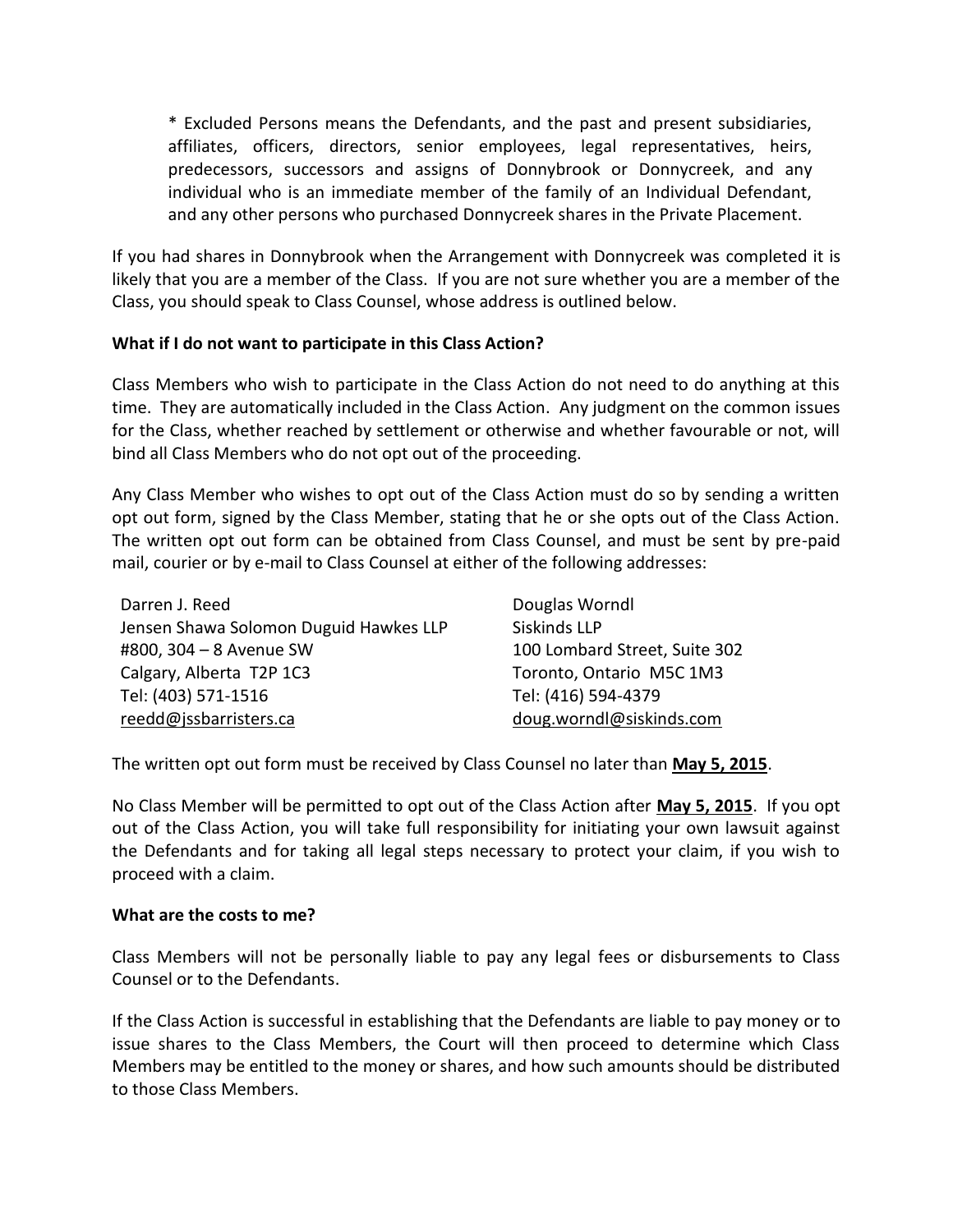* Excluded Persons means the Defendants, and the past and present subsidiaries, affiliates, officers, directors, senior employees, legal representatives, heirs, predecessors, successors and assigns of Donnybrook or Donnycreek, and any individual who is an immediate member of the family of an Individual Defendant, and any other persons who purchased Donnycreek shares in the Private Placement.

If you had shares in Donnybrook when the Arrangement with Donnycreek was completed it is likely that you are a member of the Class. If you are not sure whether you are a member of the Class, you should speak to Class Counsel, whose address is outlined below.

**What if I do not want to participate in this Class Action?**

Class Members who wish to participate in the Class Action do not need to do anything at this time. They are automatically included in the Class Action. Any judgment on the common issues for the Class, whether reached by settlement or otherwise and whether favourable or not, will bind all Class Members who do not opt out of the proceeding.

Any Class Member who wishes to opt out of the Class Action must do so by sending a written opt out form, signed by the Class Member, stating that he or she opts out of the Class Action. The written opt out form can be obtained from Class Counsel, and must be sent by pre-paid mail, courier or by e-mail to Class Counsel at either of the following addresses:

Darren J. Reed
Jensen Shawa Solomon Duguid Hawkes LLP
#800, 304 – 8 Avenue SW
Calgary, Alberta T2P 1C3
Tel: (403) 571-1516
reedd@jssbarristers.ca

Douglas Worndl
Siskinds LLP
100 Lombard Street, Suite 302
Toronto, Ontario M5C 1M3
Tel: (416) 594-4379
doug.worndl@siskinds.com

The written opt out form must be received by Class Counsel no later than **May 5, 2015**.

No Class Member will be permitted to opt out of the Class Action after **May 5, 2015**. If you opt out of the Class Action, you will take full responsibility for initiating your own lawsuit against the Defendants and for taking all legal steps necessary to protect your claim, if you wish to proceed with a claim.

**What are the costs to me?**

Class Members will not be personally liable to pay any legal fees or disbursements to Class Counsel or to the Defendants.

If the Class Action is successful in establishing that the Defendants are liable to pay money or to issue shares to the Class Members, the Court will then proceed to determine which Class Members may be entitled to the money or shares, and how such amounts should be distributed to those Class Members.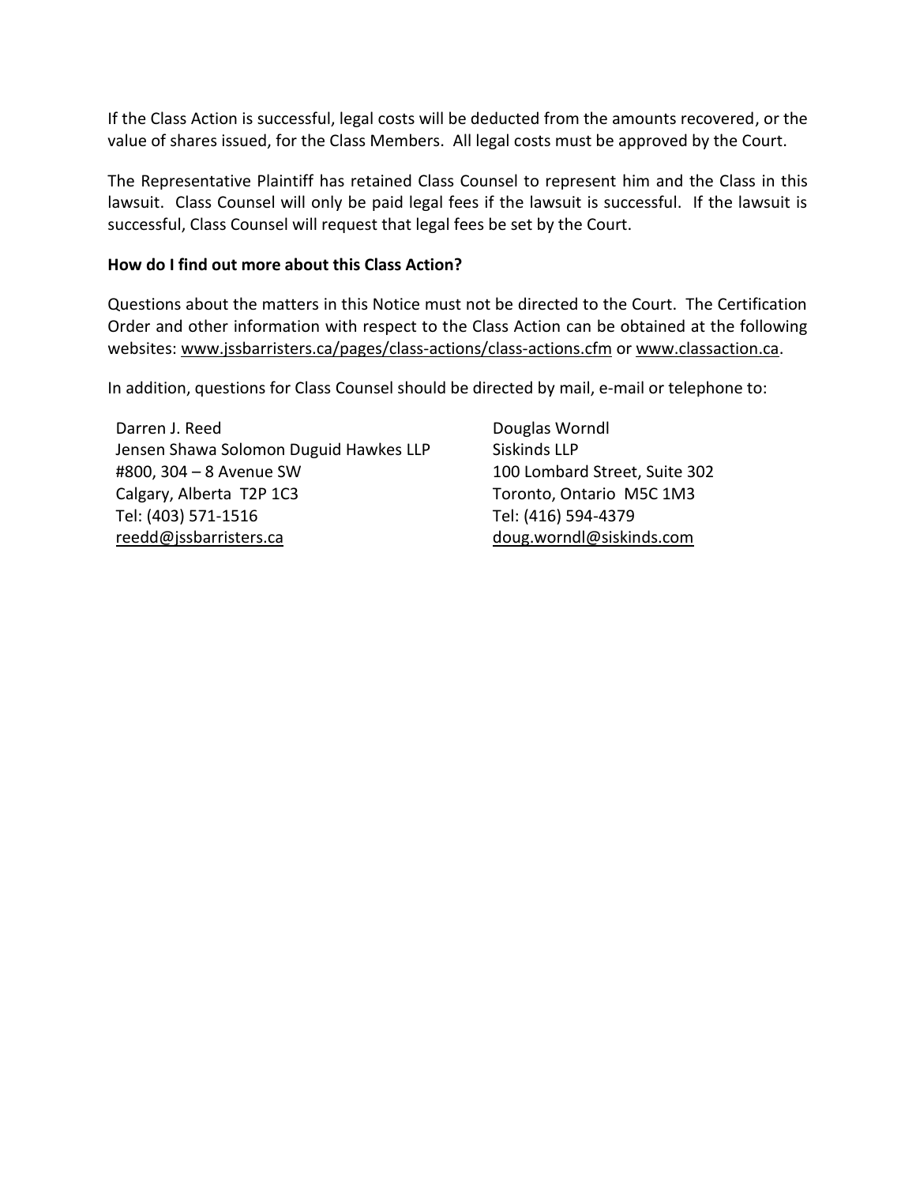If the Class Action is successful, legal costs will be deducted from the amounts recovered, or the value of shares issued, for the Class Members. All legal costs must be approved by the Court.

The Representative Plaintiff has retained Class Counsel to represent him and the Class in this lawsuit. Class Counsel will only be paid legal fees if the lawsuit is successful. If the lawsuit is successful, Class Counsel will request that legal fees be set by the Court.

**How do I find out more about this Class Action?**

Questions about the matters in this Notice must not be directed to the Court. The Certification Order and other information with respect to the Class Action can be obtained at the following websites: www.jssbarristers.ca/pages/class-actions/class-actions.cfm or www.classaction.ca.

In addition, questions for Class Counsel should be directed by mail, e-mail or telephone to:

Darren J. Reed
Jensen Shawa Solomon Duguid Hawkes LLP
#800, 304 – 8 Avenue SW
Calgary, Alberta T2P 1C3
Tel: (403) 571-1516
reedd@jssbarristers.ca

Douglas Worndl
Siskinds LLP
100 Lombard Street, Suite 302
Toronto, Ontario M5C 1M3
Tel: (416) 594-4379
doug.worndl@siskinds.com